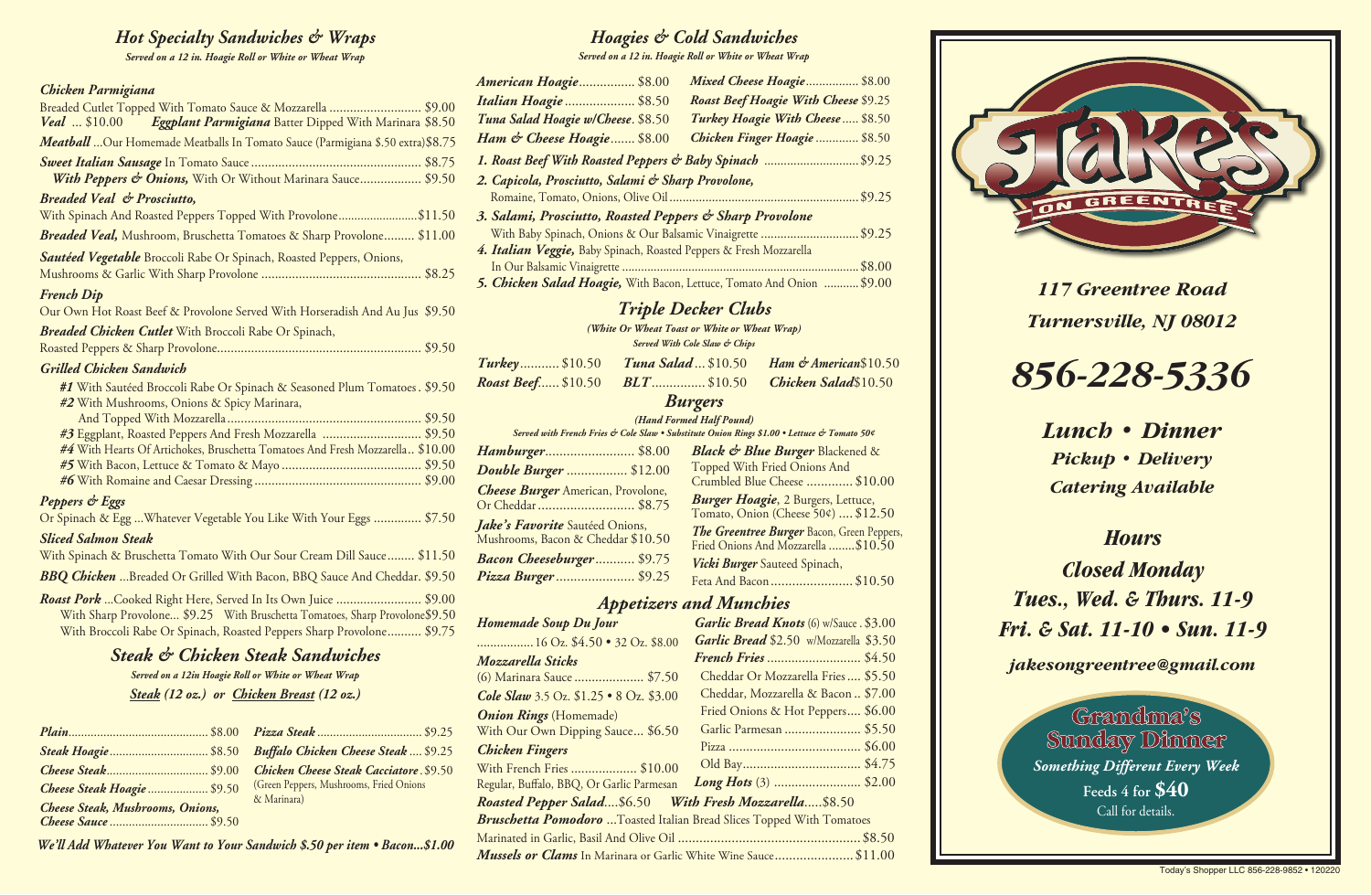## Hot Specialty Sandwiches & Wraps

*Served on a 12 in. Hoagie Roll or White or Wheat Wrap*

### Chicken Parmigiana

Breaded Cutlet Topped With Tomato Sauce & Mozzarella ............................ $9.00

***Veal*** ... $10.00 ***Eggplant Parmigiana*** Batter Dipped With Marinara $8.50

***Meatball*** ...Our Homemade Meatballs In Tomato Sauce (Parmigiana $.50 extra) $8.75

***Sweet Italian Sausage*** In Tomato Sauce ............................................ $8.75

***With Peppers & Onions,*** With Or Without Marinara Sauce.................. $9.50

### Breaded Veal & Prosciutto,

With Spinach And Roasted Peppers Topped With Provolone......................... $11.50

***Breaded Veal,*** Mushroom, Bruschetta Tomatoes & Sharp Provolone......... $11.00

***Sautéed Vegetable*** Broccoli Rabe Or Spinach, Roasted Peppers, Onions, Mushrooms & Garlic With Sharp Provolone ............................................... $8.25

### French Dip

Our Own Hot Roast Beef & Provolone Served With Horseradish And Au Jus $9.50

***Breaded Chicken Cutlet*** With Broccoli Rabe Or Spinach, Roasted Peppers & Sharp Provolone........................................................... $9.50

### Grilled Chicken Sandwich

- ***#1*** With Sautéed Broccoli Rabe Or Spinach & Seasoned Plum Tomatoes . $9.50
- ***#2*** With Mushrooms, Onions & Spicy Marinara, And Topped With Mozzarella......................................................... $9.50
- ***#3*** Eggplant, Roasted Peppers And Fresh Mozzarella ............................ $9.50
- ***#4*** With Hearts Of Artichokes, Bruschetta Tomatoes And Fresh Mozzarella.. $10.00
- ***#5*** With Bacon, Lettuce & Tomato & Mayo ......................................... $9.50
- ***#6*** With Romaine and Caesar Dressing ................................................ $9.00

### Peppers & Eggs

Or Spinach & Egg ...Whatever Vegetable You Like With Your Eggs .............. $7.50

### Sliced Salmon Steak

With Spinach & Bruschetta Tomato With Our Sour Cream Dill Sauce........ $11.50

***BBQ Chicken*** ...Breaded Or Grilled With Bacon, BBQ Sauce And Cheddar. $9.50

***Roast Pork*** ...Cooked Right Here, Served In Its Own Juice ......................... $9.00

With Sharp Provolone... $9.25 With Bruschetta Tomatoes, Sharp Provolone $9.50

With Broccoli Rabe Or Spinach, Roasted Peppers Sharp Provolone.......... $9.75

## Steak & Chicken Steak Sandwiches

*Served on a 12in Hoagie Roll or White or Wheat Wrap*

*Steak (12 oz.) or Chicken Breast (12 oz.)*

| | | | |
|---|---|---|---|
| ***Plain*** | $8.00 | ***Pizza Steak*** | $9.25 |
| ***Steak Hoagie*** | $8.50 | ***Buffalo Chicken Cheese Steak*** | $9.25 |
| ***Cheese Steak*** | $9.00 | ***Chicken Cheese Steak Cacciatore*** (Green Peppers, Mushrooms, Fried Onions & Marinara) | $9.50 |
| ***Cheese Steak Hoagie*** | $9.50 | | |
| ***Cheese Steak, Mushrooms, Onions, Cheese Sauce*** | $9.50 | | |

*We'll Add Whatever You Want to Your Sandwich $.50 per item • Bacon...$1.00*

## Hoagies & Cold Sandwiches

*Served on a 12 in. Hoagie Roll or White or Wheat Wrap*

| | | | |
|---|---|---|---|
| ***American Hoagie*** | $8.00 | ***Mixed Cheese Hoagie*** | $8.00 |
| ***Italian Hoagie*** | $8.50 | ***Roast Beef Hoagie With Cheese*** | $9.25 |
| ***Tuna Salad Hoagie w/Cheese*** | $8.50 | ***Turkey Hoagie With Cheese*** | $8.50 |
| ***Ham & Cheese Hoagie*** | $8.00 | ***Chicken Finger Hoagie*** | $8.50 |

1. ***Roast Beef With Roasted Peppers & Baby Spinach*** ............................ $9.25
2. ***Capicola, Prosciutto, Salami & Sharp Provolone,*** Romaine, Tomato, Onions, Olive Oil.......................................................... $9.25
3. ***Salami, Prosciutto, Roasted Peppers & Sharp Provolone*** With Baby Spinach, Onions & Our Balsamic Vinaigrette ............................ $9.25
4. ***Italian Veggie,*** Baby Spinach, Roasted Peppers & Fresh Mozzarella In Our Balsamic Vinaigrette ........................................................................ $8.00
5. ***Chicken Salad Hoagie,*** With Bacon, Lettuce, Tomato And Onion ........... $9.00

## Triple Decker Clubs

*(White Or Wheat Toast or White or Wheat Wrap)*
*Served With Cole Slaw & Chips*

| | | | | | |
|---|---|---|---|---|---|
| ***Turkey*** | $10.50 | ***Tuna Salad*** | $10.50 | ***Ham & American*** | $10.50 |
| ***Roast Beef*** | $10.50 | ***BLT*** | $10.50 | ***Chicken Salad*** | $10.50 |

## Burgers

*(Hand Formed Half Pound)*
*Served with French Fries & Cole Slaw • Substitute Onion Rings $1.00 • Lettuce & Tomato 50¢*

| | | | |
|---|---|---|---|
| ***Hamburger*** | $8.00 | ***Black & Blue Burger*** Blackened & Topped With Fried Onions And Crumbled Blue Cheese | $10.00 |
| ***Double Burger*** | $12.00 | ***Burger Hoagie***, 2 Burgers, Lettuce, Tomato, Onion (Cheese 50¢) | $12.50 |
| ***Cheese Burger*** American, Provolone, Or Cheddar | $8.75 | ***The Greentree Burger*** Bacon, Green Peppers, Fried Onions And Mozzarella | $10.50 |
| ***Jake's Favorite*** Sautéed Onions, Mushrooms, Bacon & Cheddar | $10.50 | ***Vicki Burger*** Sauteed Spinach, Feta And Bacon | $10.50 |
| ***Bacon Cheeseburger*** | $9.75 | | |
| ***Pizza Burger*** | $9.25 | | |

## Appetizers and Munchies

***Homemade Soup Du Jour*** ................ 16 Oz. $4.50 • 32 Oz. $8.00

***Mozzarella Sticks*** (6) Marinara Sauce .................... $7.50

***Cole Slaw*** 3.5 Oz. $1.25 • 8 Oz. $3.00

***Onion Rings*** (Homemade) With Our Own Dipping Sauce... $6.50

***Chicken Fingers*** With French Fries ................... $10.00 Regular, Buffalo, BBQ, Or Garlic Parmesan

***Garlic Bread Knots*** (6) w/Sauce . $3.00

***Garlic Bread*** $2.50 w/Mozzarella $3.50

***French Fries*** ........................... $4.50

- Cheddar Or Mozzarella Fries .... $5.50
- Cheddar, Mozzarella & Bacon .. $7.00
- Fried Onions & Hot Peppers.... $6.00
- Garlic Parmesan ...................... $5.50
- Pizza ...................................... $6.00
- Old Bay.................................. $4.75

***Long Hots*** (3) ......................... $2.00

***Roasted Pepper Salad***....$6.50 ***With Fresh Mozzarella***.....$8.50

***Bruschetta Pomodoro*** ...Toasted Italian Bread Slices Topped With Tomatoes Marinated in Garlic, Basil And Olive Oil .................................................... $8.50

***Mussels or Clams*** In Marinara or Garlic White Wine Sauce...................... $11.00

# Jake's on Greentree

*117 Greentree Road*
*Turnersville, NJ 08012*

## 856-228-5336

*Lunch • Dinner*
*Pickup • Delivery*
*Catering Available*

## Hours

*Closed Monday*
*Tues., Wed. & Thurs. 11-9*
*Fri. & Sat. 11-10 • Sun. 11-9*

*jakesongreentree@gmail.com*

### Grandma's Sunday Dinner

*Something Different Every Week*
Feeds 4 for **$40**
Call for details.

Today's Shopper LLC 856-228-9852 • 120220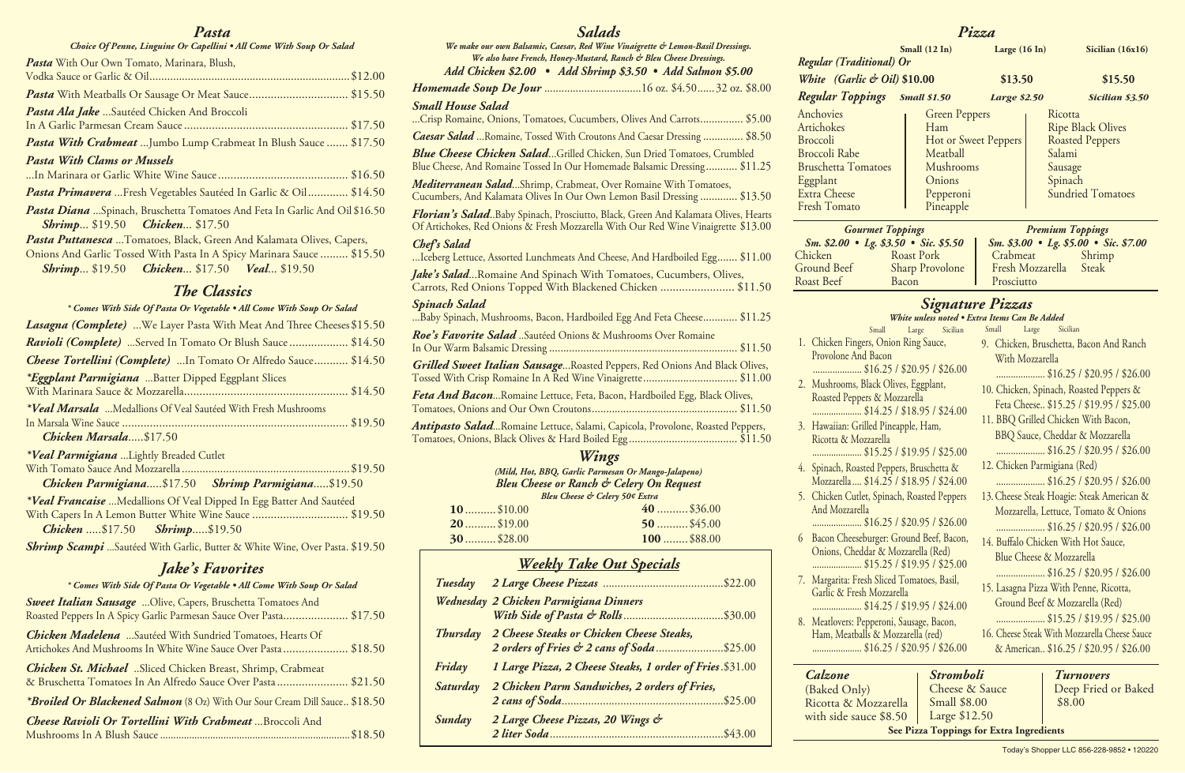## Pasta

*Choice Of Penne, Linguine Or Capellini • All Come With Soup Or Salad*

***Pasta*** With Our Own Tomato, Marinara, Blush, Vodka Sauce or Garlic & Oil .......... $12.00

***Pasta*** With Meatballs Or Sausage Or Meat Sauce .......... $15.50

***Pasta Ala Jake*** ...Sautéed Chicken And Broccoli In A Garlic Parmesan Cream Sauce .......... $17.50

***Pasta With Crabmeat*** ...Jumbo Lump Crabmeat In Blush Sauce .......... $17.50

***Pasta With Clams or Mussels*** ...In Marinara or Garlic White Wine Sauce .......... $16.50

***Pasta Primavera*** ...Fresh Vegetables Sautéed In Garlic & Oil .......... $14.50

***Pasta Diana*** ...Spinach, Bruschetta Tomatoes And Feta In Garlic And Oil $16.50
***Shrimp***... $19.50 ***Chicken***... $17.50

***Pasta Puttanesca*** ...Tomatoes, Black, Green And Kalamata Olives, Capers, Onions And Garlic Tossed With Pasta In A Spicy Marinara Sauce .......... $15.50
***Shrimp***... $19.50 ***Chicken***... $17.50 ***Veal***... $19.50

## The Classics

*\* Comes With Side Of Pasta Or Vegetable • All Come With Soup Or Salad*

***Lasagna (Complete)*** ...We Layer Pasta With Meat And Three Cheeses $15.50

***Ravioli (Complete)*** ...Served In Tomato Or Blush Sauce .......... $14.50

***Cheese Tortellini (Complete)*** ...In Tomato Or Alfredo Sauce .......... $14.50

***\*Eggplant Parmigiana*** ...Batter Dipped Eggplant Slices With Marinara Sauce & Mozzarella .......... $14.50

***\*Veal Marsala*** ...Medallions Of Veal Sautéed With Fresh Mushrooms In Marsala Wine Sauce .......... $19.50
***Chicken Marsala***.....$17.50

***\*Veal Parmigiana*** ...Lightly Breaded Cutlet With Tomato Sauce And Mozzarella .......... $19.50
***Chicken Parmigiana***.....$17.50 ***Shrimp Parmigiana***.....$19.50

***\*Veal Francaise*** ...Medallions Of Veal Dipped In Egg Batter And Sautéed With Capers In A Lemon Butter White Wine Sauce .......... $19.50
***Chicken*** .....$17.50 ***Shrimp***.....$19.50

***Shrimp Scampi*** ...Sautéed With Garlic, Butter & White Wine, Over Pasta. $19.50

## Jake's Favorites

*\* Comes With Side Of Pasta Or Vegetable • All Come With Soup Or Salad*

***Sweet Italian Sausage*** ...Olive, Capers, Bruschetta Tomatoes And Roasted Peppers In A Spicy Garlic Parmesan Sauce Over Pasta .......... $17.50

***Chicken Madelena*** ...Sautéed With Sundried Tomatoes, Hearts Of Artichokes And Mushrooms In White Wine Sauce Over Pasta .......... $18.50

***Chicken St. Michael*** ..Sliced Chicken Breast, Shrimp, Crabmeat & Bruschetta Tomatoes In An Alfredo Sauce Over Pasta .......... $21.50

***\*Broiled Or Blackened Salmon*** (8 Oz) With Our Sour Cream Dill Sauce.. $18.50

***Cheese Ravioli Or Tortellini With Crabmeat*** ...Broccoli And Mushrooms In A Blush Sauce .......... $18.50

## Salads

*We make our own Balsamic, Caesar, Red Wine Vinaigrette & Lemon-Basil Dressings.*
*We also have French, Honey-Mustard, Ranch & Bleu Cheese Dressings.*
*Add Chicken $2.00 • Add Shrimp $3.50 • Add Salmon $5.00*

***Homemade Soup De Jour*** .......... 16 oz. $4.50...... 32 oz. $8.00

***Small House Salad*** ...Crisp Romaine, Onions, Tomatoes, Cucumbers, Olives And Carrots .......... $5.00

***Caesar Salad*** ...Romaine, Tossed With Croutons And Caesar Dressing .......... $8.50

***Blue Cheese Chicken Salad***...Grilled Chicken, Sun Dried Tomatoes, Crumbled Blue Cheese, And Romaine Tossed In Our Homemade Balsamic Dressing .......... $11.25

***Mediterranean Salad***...Shrimp, Crabmeat, Over Romaine With Tomatoes, Cucumbers, And Kalamata Olives In Our Own Lemon Basil Dressing .......... $13.50

***Florian's Salad***..Baby Spinach, Prosciutto, Black, Green And Kalamata Olives, Hearts Of Artichokes, Red Onions & Fresh Mozzarella With Our Red Wine Vinaigrette $13.00

***Chef's Salad*** ...Iceberg Lettuce, Assorted Lunchmeats And Cheese, And Hardboiled Egg .......... $11.00

***Jake's Salad***...Romaine And Spinach With Tomatoes, Cucumbers, Olives, Carrots, Red Onions Topped With Blackened Chicken .......... $11.50

***Spinach Salad*** ...Baby Spinach, Mushrooms, Bacon, Hardboiled Egg And Feta Cheese .......... $11.25

***Roe's Favorite Salad*** ..Sautéed Onions & Mushrooms Over Romaine In Our Warm Balsamic Dressing .......... $11.50

***Grilled Sweet Italian Sausage***...Roasted Peppers, Red Onions And Black Olives, Tossed With Crisp Romaine In A Red Wine Vinaigrette .......... $11.00

***Feta And Bacon***...Romaine Lettuce, Feta, Bacon, Hardboiled Egg, Black Olives, Tomatoes, Onions and Our Own Croutons .......... $11.50

***Antipasto Salad***...Romaine Lettuce, Salami, Capicola, Provolone, Roasted Peppers, Tomatoes, Onions, Black Olives & Hard Boiled Egg .......... $11.50

## Wings

*(Mild, Hot, BBQ, Garlic Parmesan Or Mango-Jalapeno)*
***Bleu Cheese or Ranch & Celery On Request***
*Bleu Cheese & Celery 50¢ Extra*

| | |
|---|---|
| **10** .......... $10.00 | **40** .......... $36.00 |
| **20** .......... $19.00 | **50** .......... $45.00 |
| **30** .......... $28.00 | **100** .......... $88.00 |

## Weekly Take Out Specials

| | | |
|---|---|---|
| *Tuesday* | *2 Large Cheese Pizzas* | $22.00 |
| *Wednesday* | *2 Chicken Parmigiana Dinners With Side of Pasta & Rolls* | $30.00 |
| *Thursday* | *2 Cheese Steaks or Chicken Cheese Steaks, 2 orders of Fries & 2 cans of Soda* | $25.00 |
| *Friday* | *1 Large Pizza, 2 Cheese Steaks, 1 order of Fries* | $31.00 |
| *Saturday* | *2 Chicken Parm Sandwiches, 2 orders of Fries, 2 cans of Soda* | $25.00 |
| *Sunday* | *2 Large Cheese Pizzas, 20 Wings & 2 liter Soda* | $43.00 |

## Pizza

| | Small (12 In) | Large (16 In) | Sicilian (16x16) |
|---|---|---|---|
| *Regular (Traditional) Or White (Garlic & Oil)* | $10.00 | $13.50 | $15.50 |
| *Regular Toppings* | *Small $1.50* | *Large $2.50* | *Sicilian $3.50* |

| | | |
|---|---|---|
| Anchovies | Green Peppers | Ricotta |
| Artichokes | Ham | Ripe Black Olives |
| Broccoli | Hot or Sweet Peppers | Roasted Peppers |
| Broccoli Rabe | Meatball | Salami |
| Bruschetta Tomatoes | Mushrooms | Sausage |
| Eggplant | Onions | Spinach |
| Extra Cheese | Pepperoni | Sundried Tomatoes |
| Fresh Tomato | Pineapple | |

*Gourmet Toppings*
*Sm. $2.00 • Lg. $3.50 • Sic. $5.50*
Chicken, Roast Pork, Ground Beef, Sharp Provolone, Roast Beef, Bacon

*Premium Toppings*
*Sm. $3.00 • Lg. $5.00 • Sic. $7.00*
Crabmeat, Shrimp, Fresh Mozzarella, Steak, Prosciutto

## Signature Pizzas

*White unless noted • Extra Items Can Be Added*

Small / Large / Sicilian

1. Chicken Fingers, Onion Ring Sauce, Provolone And Bacon .......... $16.25 / $20.95 / $26.00
2. Mushrooms, Black Olives, Eggplant, Roasted Peppers & Mozzarella .......... $14.25 / $18.95 / $24.00
3. Hawaiian: Grilled Pineapple, Ham, Ricotta & Mozzarella .......... $15.25 / $19.95 / $25.00
4. Spinach, Roasted Peppers, Bruschetta & Mozzarella .... $14.25 / $18.95 / $24.00
5. Chicken Cutlet, Spinach, Roasted Peppers And Mozzarella .......... $16.25 / $20.95 / $26.00
6. Bacon Cheeseburger: Ground Beef, Bacon, Onions, Cheddar & Mozzarella (Red) .......... $15.25 / $19.95 / $25.00
7. Margarita: Fresh Sliced Tomatoes, Basil, Garlic & Fresh Mozzarella .......... $14.25 / $19.95 / $24.00
8. Meatlovers: Pepperoni, Sausage, Bacon, Ham, Meatballs & Mozzarella (red) .......... $16.25 / $20.95 / $26.00
9. Chicken, Bruschetta, Bacon And Ranch With Mozzarella .......... $16.25 / $20.95 / $26.00
10. Chicken, Spinach, Roasted Peppers & Feta Cheese.. $15.25 / $19.95 / $25.00
11. BBQ Grilled Chicken With Bacon, BBQ Sauce, Cheddar & Mozzarella .......... $16.25 / $20.95 / $26.00
12. Chicken Parmigiana (Red) .......... $16.25 / $20.95 / $26.00
13. Cheese Steak Hoagie: Steak American & Mozzarella, Lettuce, Tomato & Onions .......... $16.25 / $20.95 / $26.00
14. Buffalo Chicken With Hot Sauce, Blue Cheese & Mozzarella .......... $16.25 / $20.95 / $26.00
15. Lasagna Pizza With Penne, Ricotta, Ground Beef & Mozzarella (Red) .......... $15.25 / $19.95 / $25.00
16. Cheese Steak With Mozzarella Cheese Sauce & American.. $16.25 / $20.95 / $26.00

***Calzone***
(Baked Only)
Ricotta & Mozzarella with side sauce $8.50

***Stromboli***
Cheese & Sauce
Small $8.00
Large $12.50

***Turnovers***
Deep Fried or Baked
$8.00

**See Pizza Toppings for Extra Ingredients**

Today's Shopper LLC 856-228-9852 • 120220